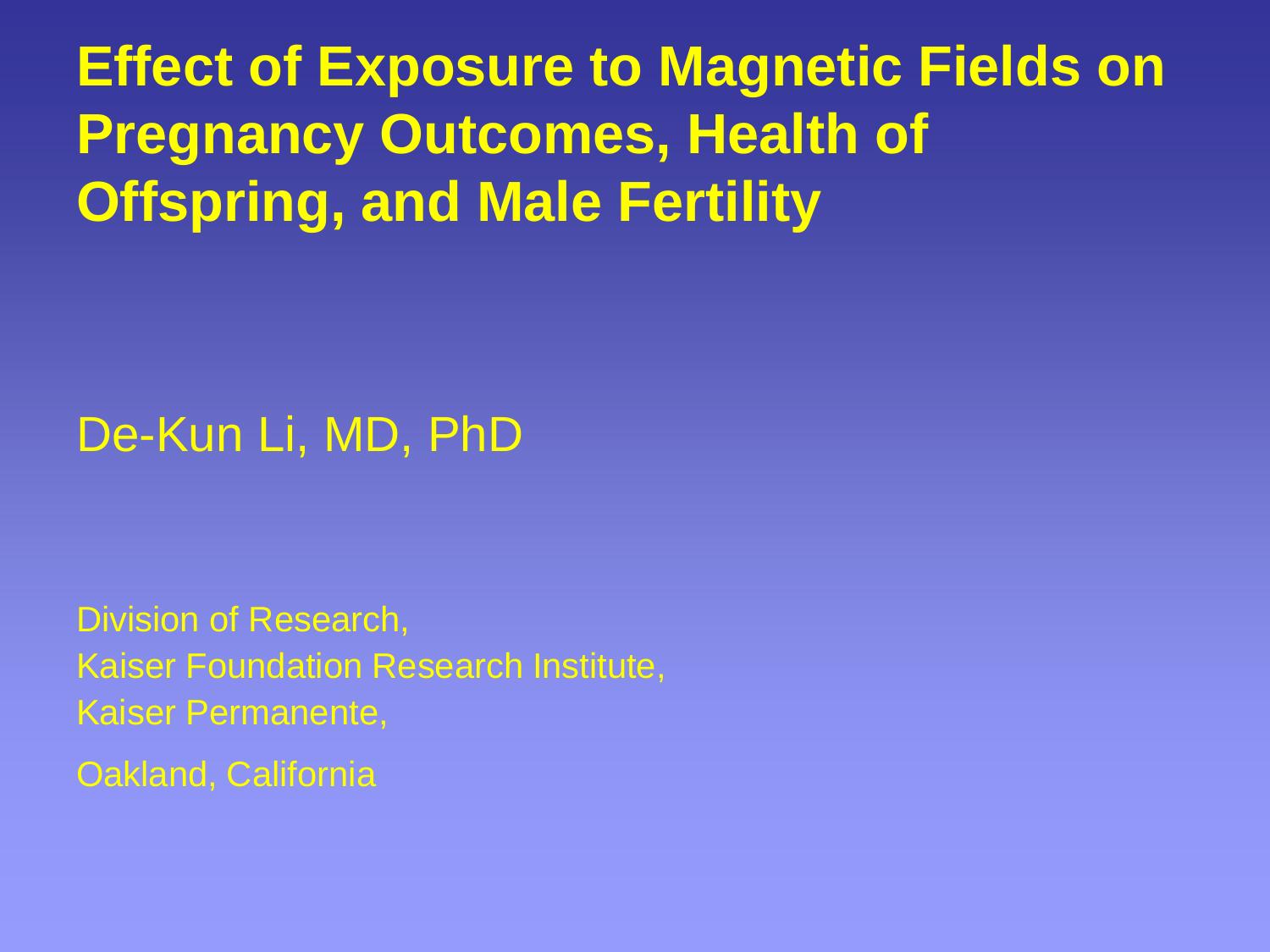# Effect of Exposure to Magnetic Fields on Pregnancy Outcomes, Health of Offspring, and Male Fertility

De-Kun Li, MD, PhD

Division of Research,
Kaiser Foundation Research Institute,
Kaiser Permanente,

Oakland, California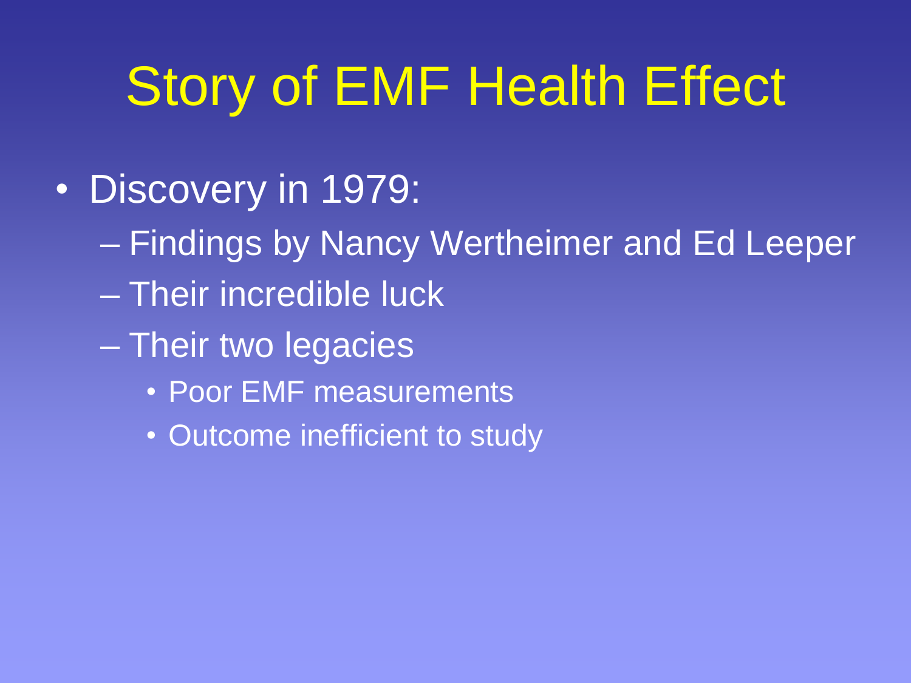# Story of EMF Health Effect

- Discovery in 1979:
  - Findings by Nancy Wertheimer and Ed Leeper
  - Their incredible luck
  - Their two legacies
    - Poor EMF measurements
    - Outcome inefficient to study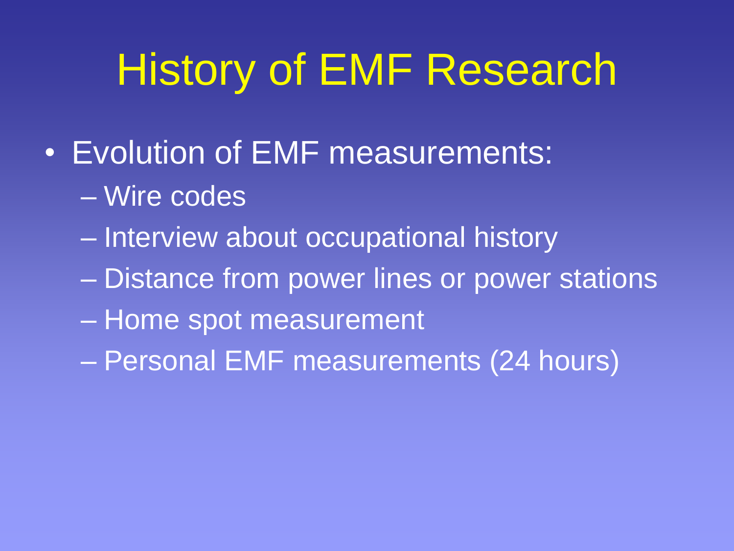# History of EMF Research

- Evolution of EMF measurements:
  - Wire codes
  - Interview about occupational history
  - Distance from power lines or power stations
  - Home spot measurement
  - Personal EMF measurements (24 hours)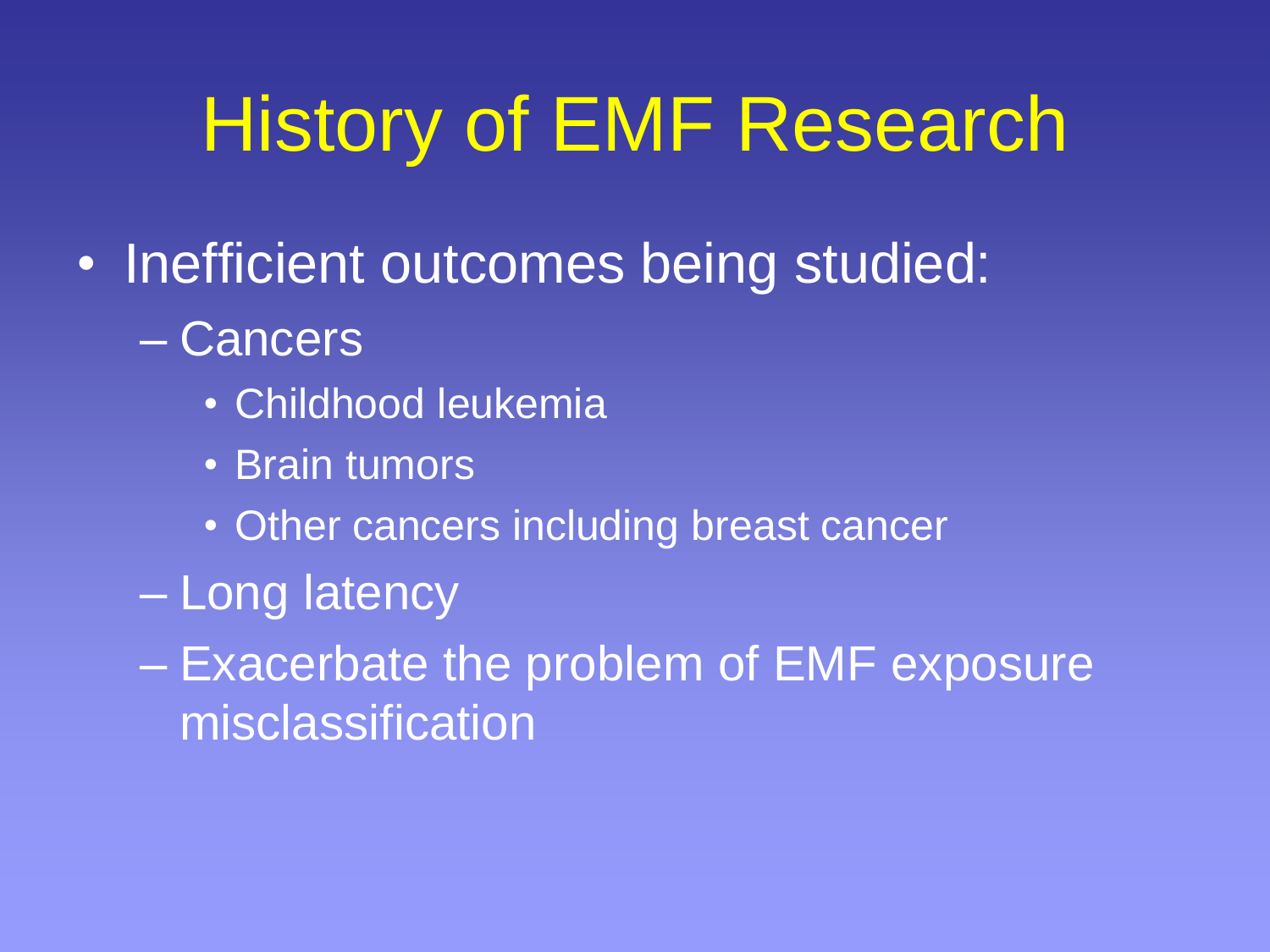# History of EMF Research

- Inefficient outcomes being studied:
  - Cancers
    - Childhood leukemia
    - Brain tumors
    - Other cancers including breast cancer
  - Long latency
  - Exacerbate the problem of EMF exposure misclassification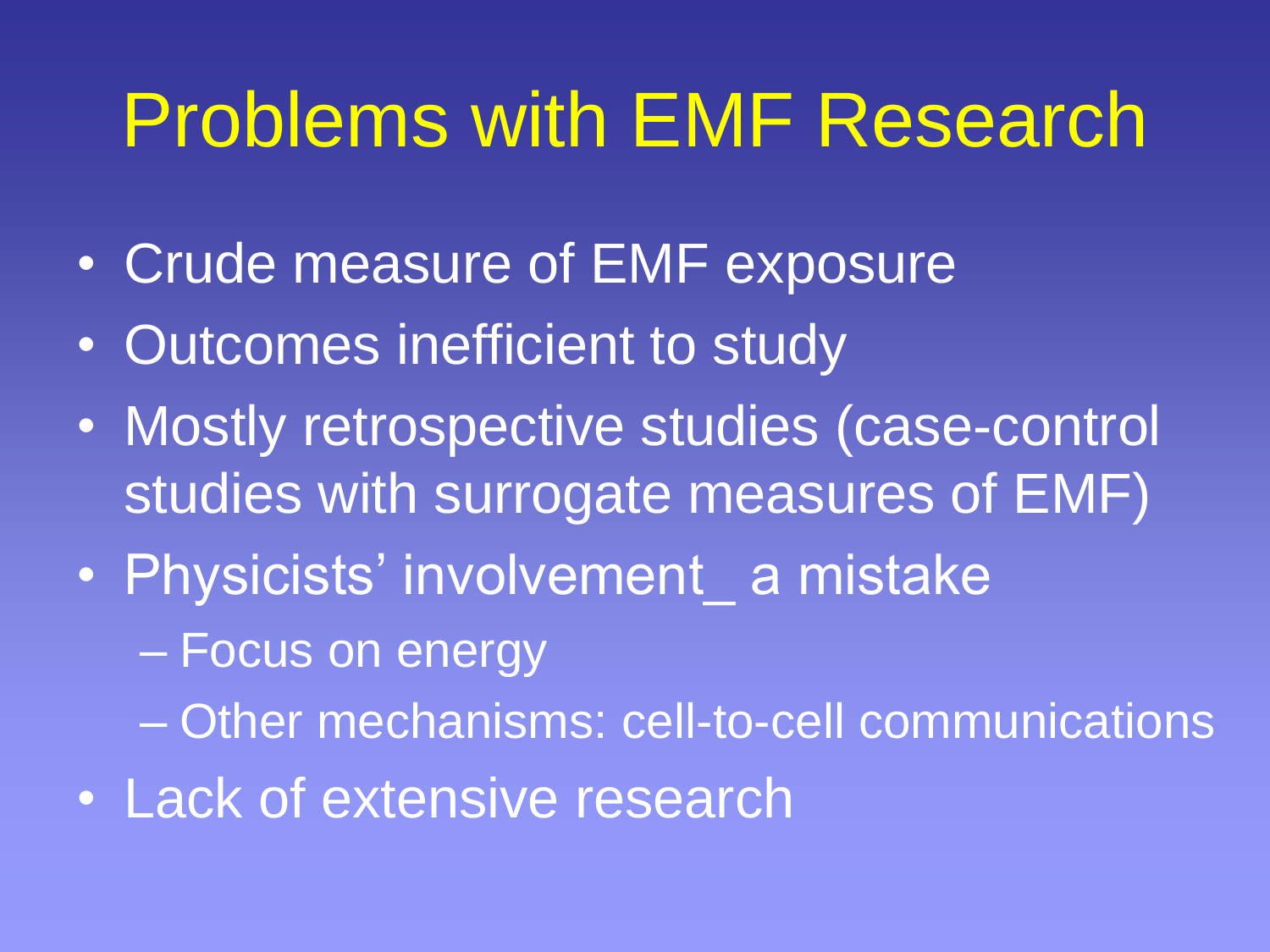# Problems with EMF Research

- Crude measure of EMF exposure
- Outcomes inefficient to study
- Mostly retrospective studies (case-control studies with surrogate measures of EMF)
- Physicists' involvement_ a mistake
  - Focus on energy
  - Other mechanisms: cell-to-cell communications
- Lack of extensive research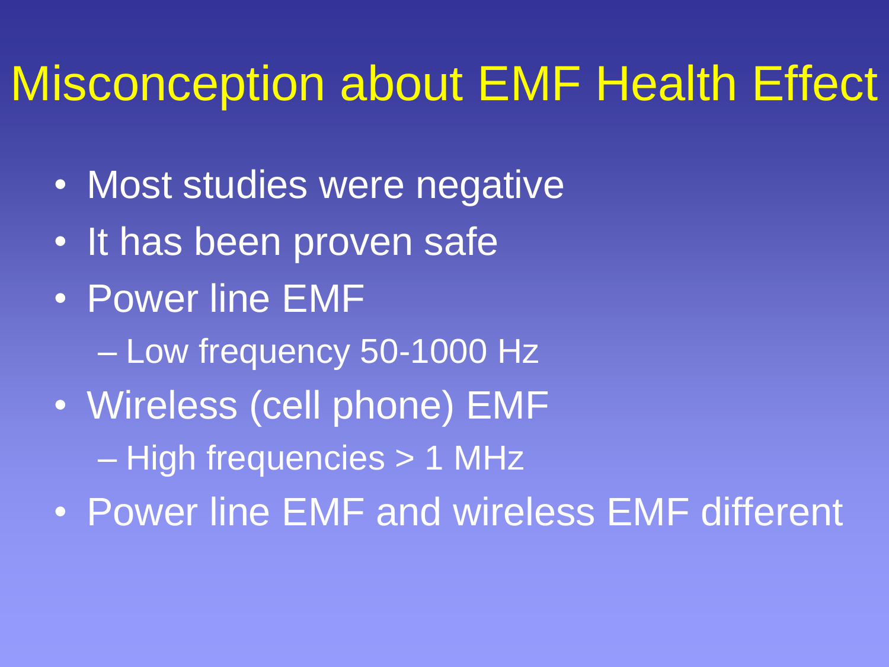# Misconception about EMF Health Effect

- Most studies were negative
- It has been proven safe
- Power line EMF
  - Low frequency 50-1000 Hz
- Wireless (cell phone) EMF
  - High frequencies > 1 MHz
- Power line EMF and wireless EMF different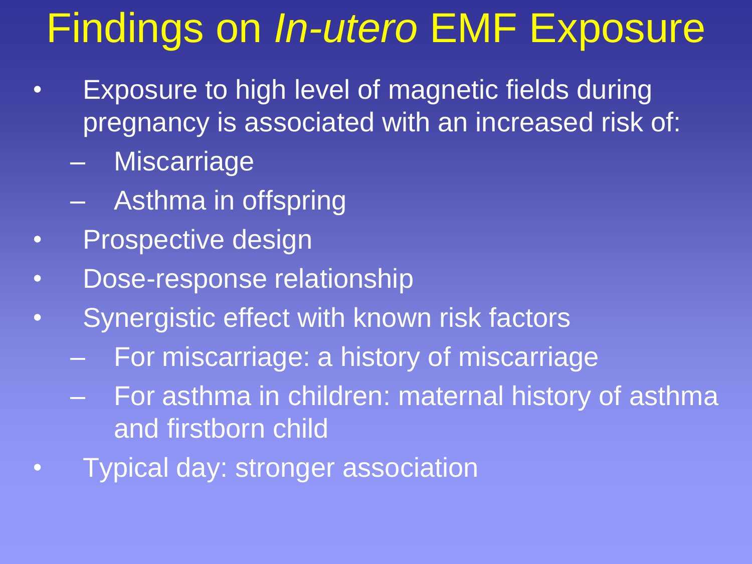# Findings on *In-utero* EMF Exposure

- Exposure to high level of magnetic fields during pregnancy is associated with an increased risk of:
  - Miscarriage
  - Asthma in offspring
- Prospective design
- Dose-response relationship
- Synergistic effect with known risk factors
  - For miscarriage: a history of miscarriage
  - For asthma in children: maternal history of asthma and firstborn child
- Typical day: stronger association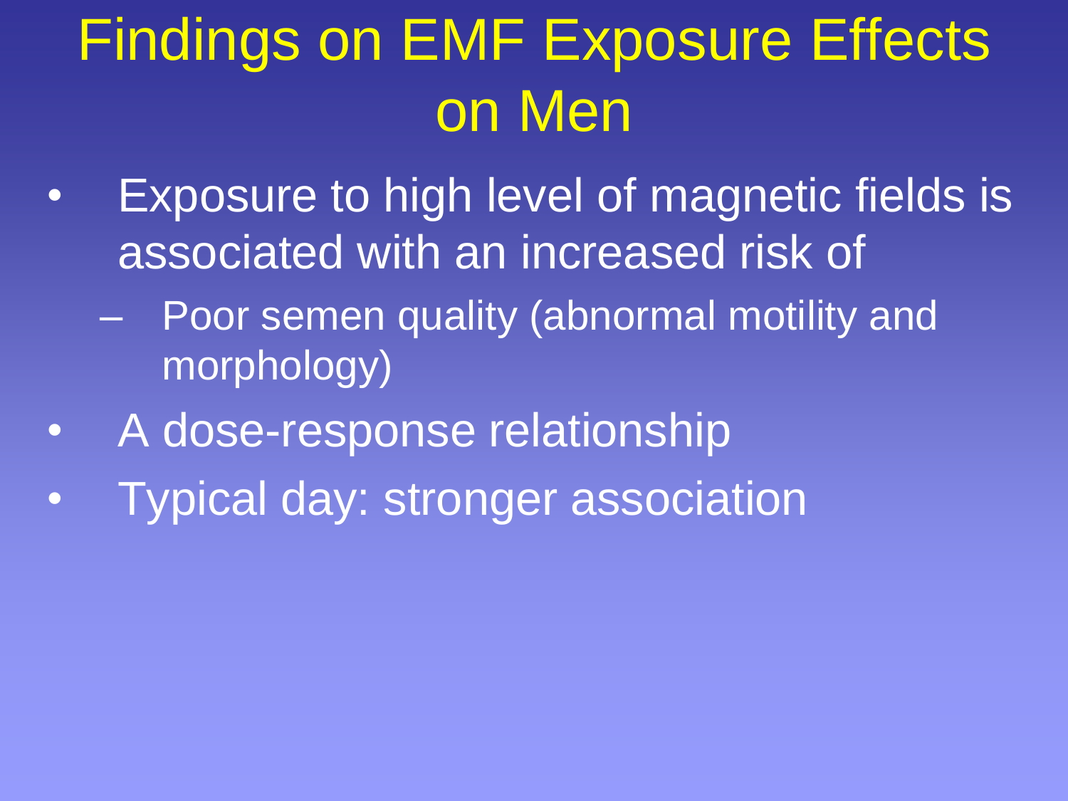# Findings on EMF Exposure Effects on Men

- Exposure to high level of magnetic fields is associated with an increased risk of
  - Poor semen quality (abnormal motility and morphology)
- A dose-response relationship
- Typical day: stronger association